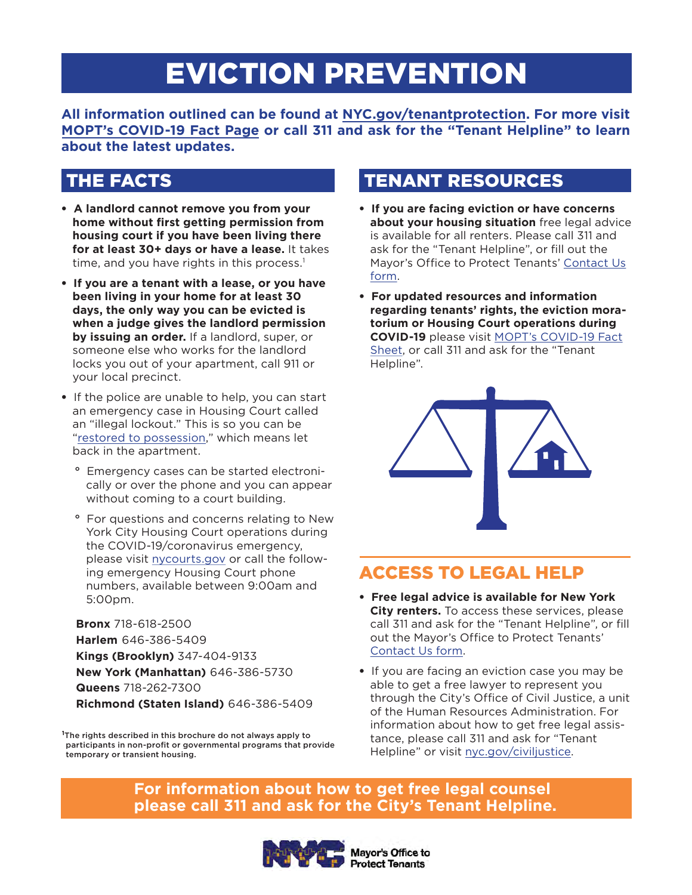# EVICTION PREVENTION

**All information outlined can be found at NYC.gov/tenantprotection. For more visit MOPT's COVID-19 Fact Page or call 311 and ask for the "Tenant Helpline" to learn about the latest updates.**

## THE FACTS

- **A landlord cannot remove you from your home without first getting permission from housing court if you have been living there for at least 30+ days or have a lease.** It takes time, and you have rights in this process.[1]
- **If you are a tenant with a lease, or you have been living in your home for at least 30 days, the only way you can be evicted is when a judge gives the landlord permission by issuing an order.** If a landlord, super, or someone else who works for the landlord locks you out of your apartment, call 911 or your local precinct.
- If the police are unable to help, you can start an emergency case in Housing Court called an "illegal lockout." This is so you can be "restored to possession," which means let back in the apartment.
  - Emergency cases can be started electronically or over the phone and you can appear without coming to a court building.
  - For questions and concerns relating to New York City Housing Court operations during the COVID-19/coronavirus emergency, please visit nycourts.gov or call the following emergency Housing Court phone numbers, available between 9:00am and 5:00pm.

**Bronx** 718-618-2500
**Harlem** 646-386-5409
**Kings (Brooklyn)** 347-404-9133
**New York (Manhattan)** 646-386-5730
**Queens** 718-262-7300
**Richmond (Staten Island)** 646-386-5409

[1] The rights described in this brochure do not always apply to participants in non-profit or governmental programs that provide temporary or transient housing.

## TENANT RESOURCES

- **If you are facing eviction or have concerns about your housing situation** free legal advice is available for all renters. Please call 311 and ask for the "Tenant Helpline", or fill out the Mayor's Office to Protect Tenants' Contact Us form.
- **For updated resources and information regarding tenants' rights, the eviction moratorium or Housing Court operations during COVID-19** please visit MOPT's COVID-19 Fact Sheet, or call 311 and ask for the "Tenant Helpline".

## ACCESS TO LEGAL HELP

- **Free legal advice is available for New York City renters.** To access these services, please call 311 and ask for the "Tenant Helpline", or fill out the Mayor's Office to Protect Tenants' Contact Us form.
- If you are facing an eviction case you may be able to get a free lawyer to represent you through the City's Office of Civil Justice, a unit of the Human Resources Administration. For information about how to get free legal assistance, please call 311 and ask for "Tenant Helpline" or visit nyc.gov/civiljustice.

**For information about how to get free legal counsel please call 311 and ask for the City's Tenant Helpline.**

NYC Mayor's Office to Protect Tenants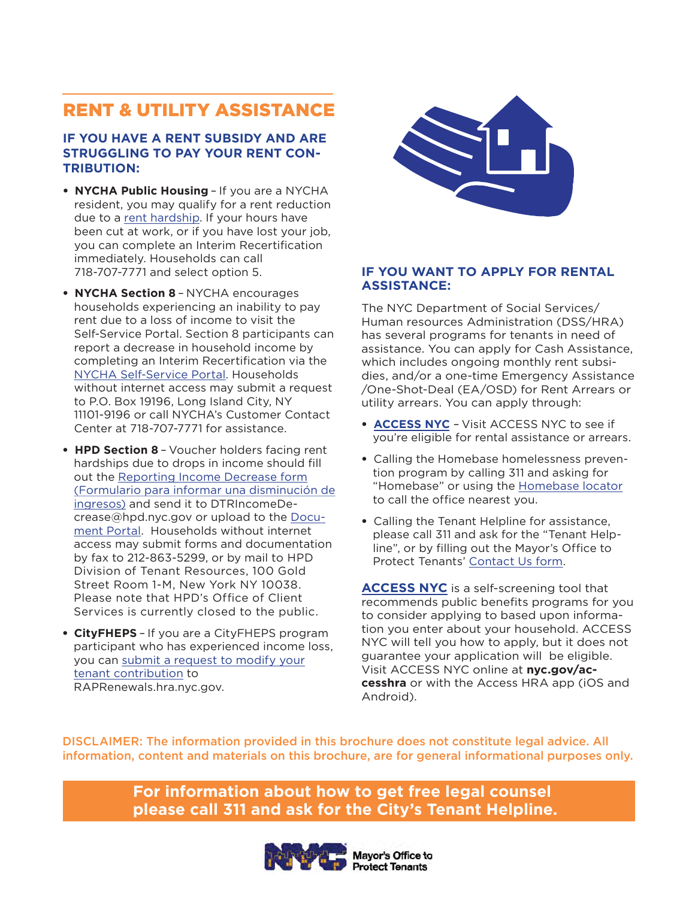## RENT & UTILITY ASSISTANCE

### IF YOU HAVE A RENT SUBSIDY AND ARE STRUGGLING TO PAY YOUR RENT CONTRIBUTION:

- **NYCHA Public Housing** – If you are a NYCHA resident, you may qualify for a rent reduction due to a rent hardship. If your hours have been cut at work, or if you have lost your job, you can complete an Interim Recertification immediately. Households can call 718-707-7771 and select option 5.
- **NYCHA Section 8** – NYCHA encourages households experiencing an inability to pay rent due to a loss of income to visit the Self-Service Portal. Section 8 participants can report a decrease in household income by completing an Interim Recertification via the NYCHA Self-Service Portal. Households without internet access may submit a request to P.O. Box 19196, Long Island City, NY 11101-9196 or call NYCHA's Customer Contact Center at 718-707-7771 for assistance.
- **HPD Section 8** – Voucher holders facing rent hardships due to drops in income should fill out the Reporting Income Decrease form (Formulario para informar una disminución de ingresos) and send it to DTRIncomeDecrease@hpd.nyc.gov or upload to the Document Portal. Households without internet access may submit forms and documentation by fax to 212-863-5299, or by mail to HPD Division of Tenant Resources, 100 Gold Street Room 1-M, New York NY 10038. Please note that HPD's Office of Client Services is currently closed to the public.
- **CityFHEPS** – If you are a CityFHEPS program participant who has experienced income loss, you can submit a request to modify your tenant contribution to RAPRenewals.hra.nyc.gov.

### IF YOU WANT TO APPLY FOR RENTAL ASSISTANCE:

The NYC Department of Social Services/ Human resources Administration (DSS/HRA) has several programs for tenants in need of assistance. You can apply for Cash Assistance, which includes ongoing monthly rent subsidies, and/or a one-time Emergency Assistance /One-Shot-Deal (EA/OSD) for Rent Arrears or utility arrears. You can apply through:

- **ACCESS NYC** – Visit ACCESS NYC to see if you're eligible for rental assistance or arrears.
- Calling the Homebase homelessness prevention program by calling 311 and asking for "Homebase" or using the Homebase locator to call the office nearest you.
- Calling the Tenant Helpline for assistance, please call 311 and ask for the "Tenant Helpline", or by filling out the Mayor's Office to Protect Tenants' Contact Us form.

**ACCESS NYC** is a self-screening tool that recommends public benefits programs for you to consider applying to based upon information you enter about your household. ACCESS NYC will tell you how to apply, but it does not guarantee your application will be eligible. Visit ACCESS NYC online at **nyc.gov/accesshra** or with the Access HRA app (iOS and Android).

DISCLAIMER: The information provided in this brochure does not constitute legal advice. All information, content and materials on this brochure, are for general informational purposes only.

**For information about how to get free legal counsel please call 311 and ask for the City's Tenant Helpline.**

NYC Mayor's Office to Protect Tenants